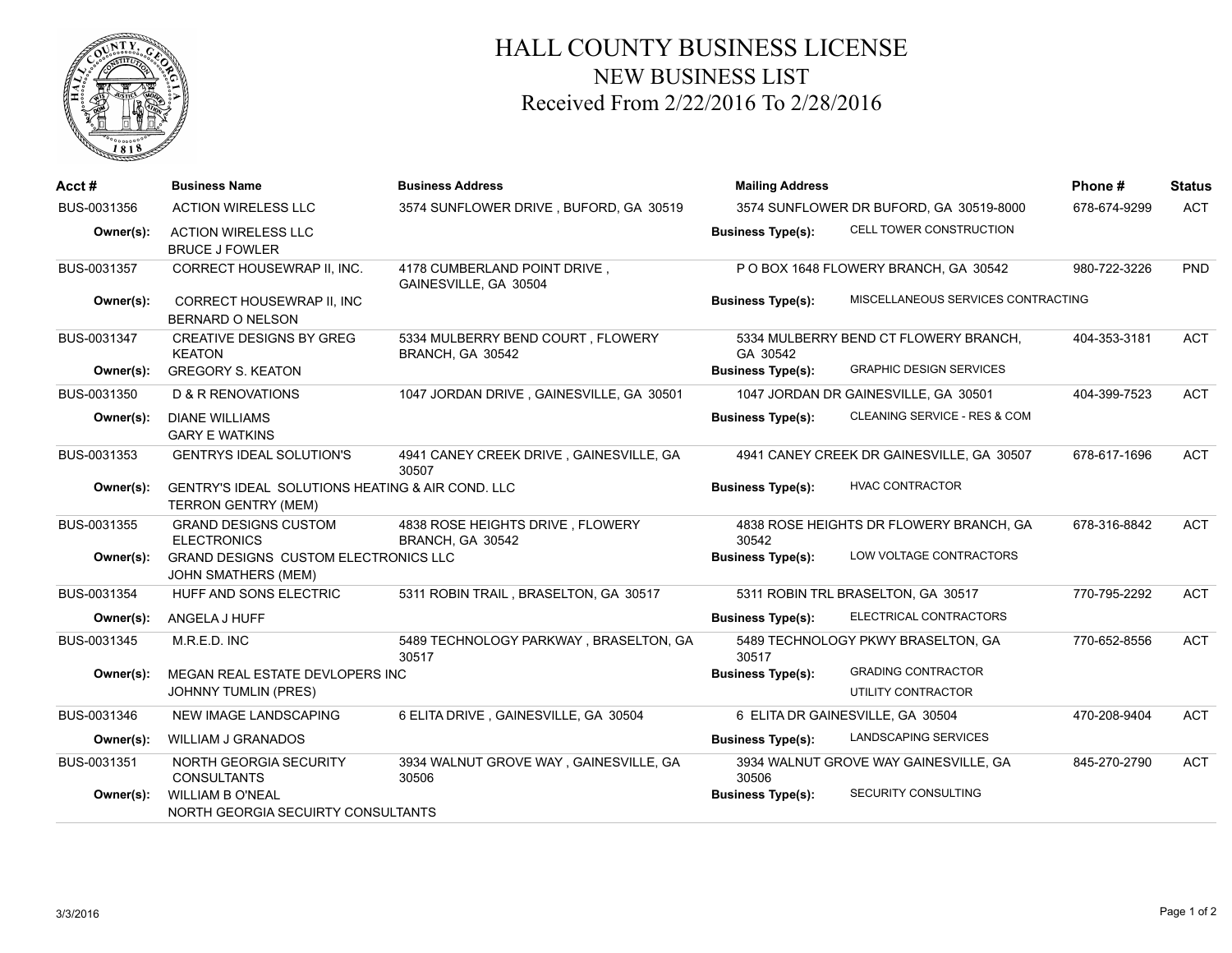# HALL COUNTY BUSINESS LICENSE
## NEW BUSINESS LIST
## Received From 2/22/2016 To 2/28/2016

| Acct # | Business Name | Business Address | Mailing Address | Phone # | Status |
|---|---|---|---|---|---|
| BUS-0031356 | ACTION WIRELESS LLC | 3574 SUNFLOWER DRIVE , BUFORD, GA 30519 | 3574 SUNFLOWER DR BUFORD, GA 30519-8000 | 678-674-9299 | ACT |
| **Owner(s):** | ACTION WIRELESS LLC<br>BRUCE J FOWLER | | **Business Type(s):** CELL TOWER CONSTRUCTION | | |
| BUS-0031357 | CORRECT HOUSEWRAP II, INC. | 4178 CUMBERLAND POINT DRIVE , GAINESVILLE, GA 30504 | P O BOX 1648 FLOWERY BRANCH, GA 30542 | 980-722-3226 | PND |
| **Owner(s):** | CORRECT HOUSEWRAP II, INC<br>BERNARD O NELSON | | **Business Type(s):** MISCELLANEOUS SERVICES CONTRACTING | | |
| BUS-0031347 | CREATIVE DESIGNS BY GREG KEATON | 5334 MULBERRY BEND COURT , FLOWERY BRANCH, GA 30542 | 5334 MULBERRY BEND CT FLOWERY BRANCH, GA 30542 | 404-353-3181 | ACT |
| **Owner(s):** | GREGORY S. KEATON | | **Business Type(s):** GRAPHIC DESIGN SERVICES | | |
| BUS-0031350 | D & R RENOVATIONS | 1047 JORDAN DRIVE , GAINESVILLE, GA 30501 | 1047 JORDAN DR GAINESVILLE, GA 30501 | 404-399-7523 | ACT |
| **Owner(s):** | DIANE WILLIAMS<br>GARY E WATKINS | | **Business Type(s):** CLEANING SERVICE - RES & COM | | |
| BUS-0031353 | GENTRYS IDEAL SOLUTION'S | 4941 CANEY CREEK DRIVE , GAINESVILLE, GA 30507 | 4941 CANEY CREEK DR GAINESVILLE, GA 30507 | 678-617-1696 | ACT |
| **Owner(s):** | GENTRY'S IDEAL SOLUTIONS HEATING & AIR COND. LLC<br>TERRON GENTRY (MEM) | | **Business Type(s):** HVAC CONTRACTOR | | |
| BUS-0031355 | GRAND DESIGNS CUSTOM ELECTRONICS | 4838 ROSE HEIGHTS DRIVE , FLOWERY BRANCH, GA 30542 | 4838 ROSE HEIGHTS DR FLOWERY BRANCH, GA 30542 | 678-316-8842 | ACT |
| **Owner(s):** | GRAND DESIGNS CUSTOM ELECTRONICS LLC<br>JOHN SMATHERS (MEM) | | **Business Type(s):** LOW VOLTAGE CONTRACTORS | | |
| BUS-0031354 | HUFF AND SONS ELECTRIC | 5311 ROBIN TRAIL , BRASELTON, GA 30517 | 5311 ROBIN TRL BRASELTON, GA 30517 | 770-795-2292 | ACT |
| **Owner(s):** | ANGELA J HUFF | | **Business Type(s):** ELECTRICAL CONTRACTORS | | |
| BUS-0031345 | M.R.E.D. INC | 5489 TECHNOLOGY PARKWAY , BRASELTON, GA 30517 | 5489 TECHNOLOGY PKWY BRASELTON, GA 30517 | 770-652-8556 | ACT |
| **Owner(s):** | MEGAN REAL ESTATE DEVLOPERS INC<br>JOHNNY TUMLIN (PRES) | | **Business Type(s):** GRADING CONTRACTOR<br>UTILITY CONTRACTOR | | |
| BUS-0031346 | NEW IMAGE LANDSCAPING | 6 ELITA DRIVE , GAINESVILLE, GA 30504 | 6 ELITA DR GAINESVILLE, GA 30504 | 470-208-9404 | ACT |
| **Owner(s):** | WILLIAM J GRANADOS | | **Business Type(s):** LANDSCAPING SERVICES | | |
| BUS-0031351 | NORTH GEORGIA SECURITY CONSULTANTS | 3934 WALNUT GROVE WAY , GAINESVILLE, GA 30506 | 3934 WALNUT GROVE WAY GAINESVILLE, GA 30506 | 845-270-2790 | ACT |
| **Owner(s):** | WILLIAM B O'NEAL<br>NORTH GEORGIA SECUIRTY CONSULTANTS | | **Business Type(s):** SECURITY CONSULTING | | |

3/3/2016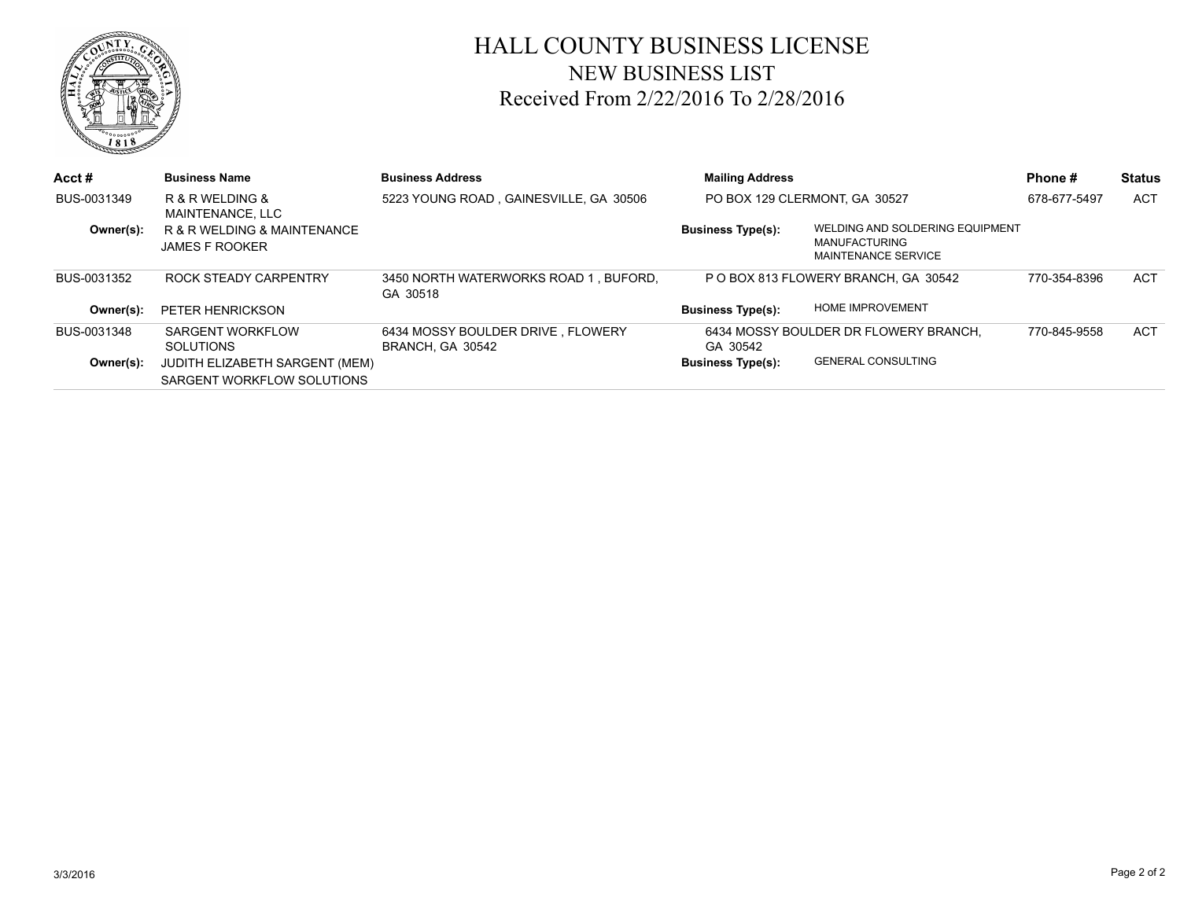# HALL COUNTY BUSINESS LICENSE

## NEW BUSINESS LIST

## Received From 2/22/2016 To 2/28/2016

| Acct # | Business Name | Business Address | Mailing Address | | Phone # | Status |
|---|---|---|---|---|---|---|
| BUS-0031349 | R & R WELDING & MAINTENANCE, LLC | 5223 YOUNG ROAD , GAINESVILLE, GA 30506 | PO BOX 129 CLERMONT, GA 30527 | | 678-677-5497 | ACT |
| **Owner(s):** | R & R WELDING & MAINTENANCE<br>JAMES F ROOKER | | **Business Type(s):** | WELDING AND SOLDERING EQUIPMENT<br>MANUFACTURING<br>MAINTENANCE SERVICE | | |
| BUS-0031352 | ROCK STEADY CARPENTRY | 3450 NORTH WATERWORKS ROAD 1 , BUFORD, GA 30518 | P O BOX 813 FLOWERY BRANCH, GA 30542 | | 770-354-8396 | ACT |
| **Owner(s):** | PETER HENRICKSON | | **Business Type(s):** | HOME IMPROVEMENT | | |
| BUS-0031348 | SARGENT WORKFLOW SOLUTIONS | 6434 MOSSY BOULDER DRIVE , FLOWERY BRANCH, GA 30542 | 6434 MOSSY BOULDER DR FLOWERY BRANCH, GA 30542 | | 770-845-9558 | ACT |
| **Owner(s):** | JUDITH ELIZABETH SARGENT (MEM)<br>SARGENT WORKFLOW SOLUTIONS | | **Business Type(s):** | GENERAL CONSULTING | | |

3/3/2016